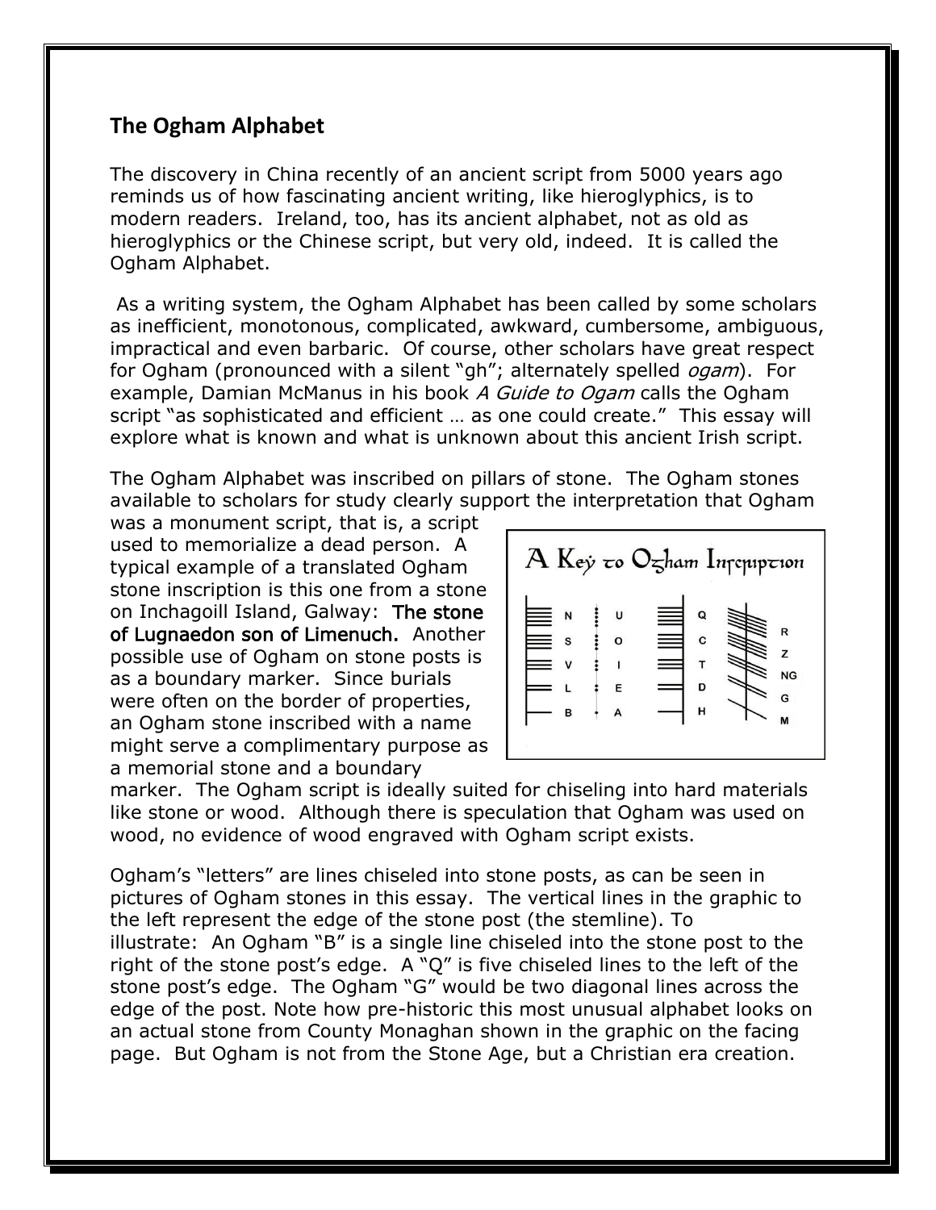## The Ogham Alphabet

The discovery in China recently of an ancient script from 5000 years ago reminds us of how fascinating ancient writing, like hieroglyphics, is to modern readers. Ireland, too, has its ancient alphabet, not as old as hieroglyphics or the Chinese script, but very old, indeed. It is called the Ogham Alphabet.

As a writing system, the Ogham Alphabet has been called by some scholars as inefficient, monotonous, complicated, awkward, cumbersome, ambiguous, impractical and even barbaric. Of course, other scholars have great respect for Ogham (pronounced with a silent "gh"; alternately spelled *ogam*). For example, Damian McManus in his book *A Guide to Ogam* calls the Ogham script "as sophisticated and efficient … as one could create." This essay will explore what is known and what is unknown about this ancient Irish script.

The Ogham Alphabet was inscribed on pillars of stone. The Ogham stones available to scholars for study clearly support the interpretation that Ogham was a monument script, that is, a script used to memorialize a dead person. A typical example of a translated Ogham stone inscription is this one from a stone on Inchagoill Island, Galway: **The stone of Lugnaedon son of Limenuch.** Another possible use of Ogham on stone posts is as a boundary marker. Since burials were often on the border of properties, an Ogham stone inscribed with a name might serve a complimentary purpose as a memorial stone and a boundary marker. The Ogham script is ideally suited for chiseling into hard materials like stone or wood. Although there is speculation that Ogham was used on wood, no evidence of wood engraved with Ogham script exists.

A Key to Ogham Inscription

N S V L B | U O I E A | Q C T D H | R Z NG G M

Ogham's "letters" are lines chiseled into stone posts, as can be seen in pictures of Ogham stones in this essay. The vertical lines in the graphic to the left represent the edge of the stone post (the stemline). To illustrate: An Ogham "B" is a single line chiseled into the stone post to the right of the stone post's edge. A "Q" is five chiseled lines to the left of the stone post's edge. The Ogham "G" would be two diagonal lines across the edge of the post. Note how pre-historic this most unusual alphabet looks on an actual stone from County Monaghan shown in the graphic on the facing page. But Ogham is not from the Stone Age, but a Christian era creation.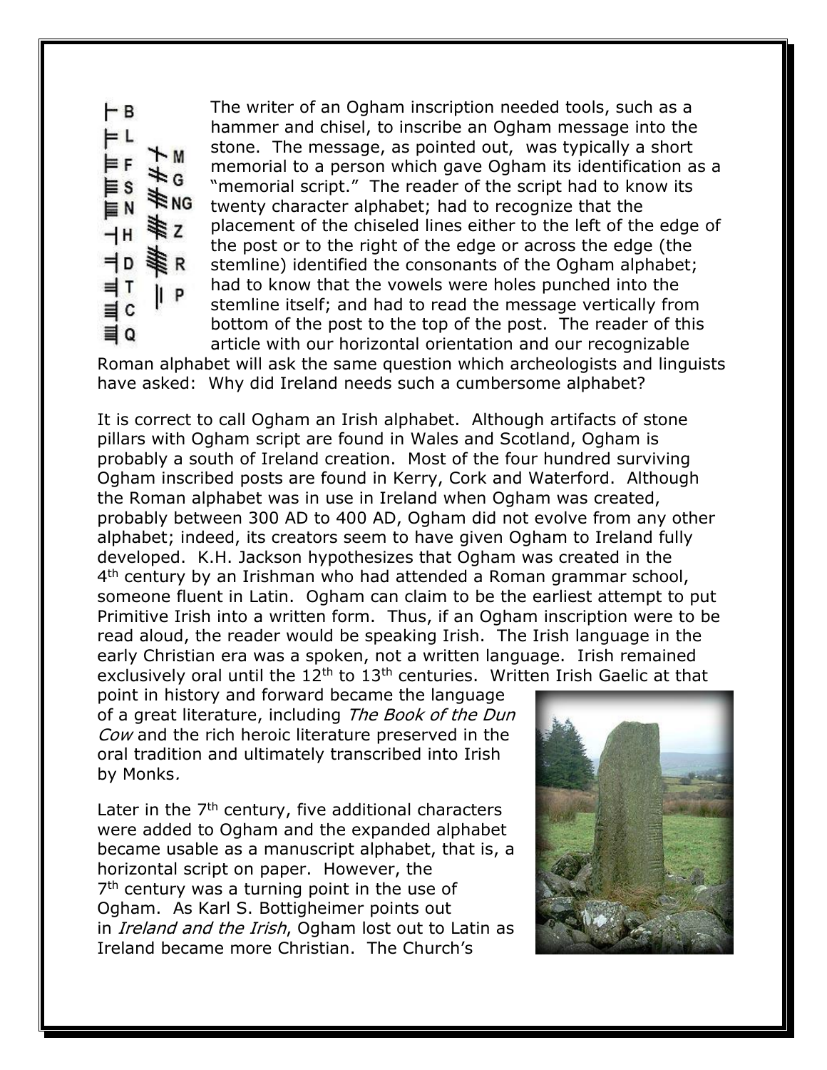The writer of an Ogham inscription needed tools, such as a hammer and chisel, to inscribe an Ogham message into the stone. The message, as pointed out, was typically a short memorial to a person which gave Ogham its identification as a "memorial script." The reader of the script had to know its twenty character alphabet; had to recognize that the placement of the chiseled lines either to the left of the edge of the post or to the right of the edge or across the edge (the stemline) identified the consonants of the Ogham alphabet; had to know that the vowels were holes punched into the stemline itself; and had to read the message vertically from bottom of the post to the top of the post. The reader of this article with our horizontal orientation and our recognizable Roman alphabet will ask the same question which archeologists and linguists have asked: Why did Ireland needs such a cumbersome alphabet?

It is correct to call Ogham an Irish alphabet. Although artifacts of stone pillars with Ogham script are found in Wales and Scotland, Ogham is probably a south of Ireland creation. Most of the four hundred surviving Ogham inscribed posts are found in Kerry, Cork and Waterford. Although the Roman alphabet was in use in Ireland when Ogham was created, probably between 300 AD to 400 AD, Ogham did not evolve from any other alphabet; indeed, its creators seem to have given Ogham to Ireland fully developed. K.H. Jackson hypothesizes that Ogham was created in the 4th century by an Irishman who had attended a Roman grammar school, someone fluent in Latin. Ogham can claim to be the earliest attempt to put Primitive Irish into a written form. Thus, if an Ogham inscription were to be read aloud, the reader would be speaking Irish. The Irish language in the early Christian era was a spoken, not a written language. Irish remained exclusively oral until the 12th to 13th centuries. Written Irish Gaelic at that point in history and forward became the language of a great literature, including *The Book of the Dun Cow* and the rich heroic literature preserved in the oral tradition and ultimately transcribed into Irish by Monks.

Later in the 7th century, five additional characters were added to Ogham and the expanded alphabet became usable as a manuscript alphabet, that is, a horizontal script on paper. However, the 7th century was a turning point in the use of Ogham. As Karl S. Bottigheimer points out in *Ireland and the Irish*, Ogham lost out to Latin as Ireland became more Christian. The Church's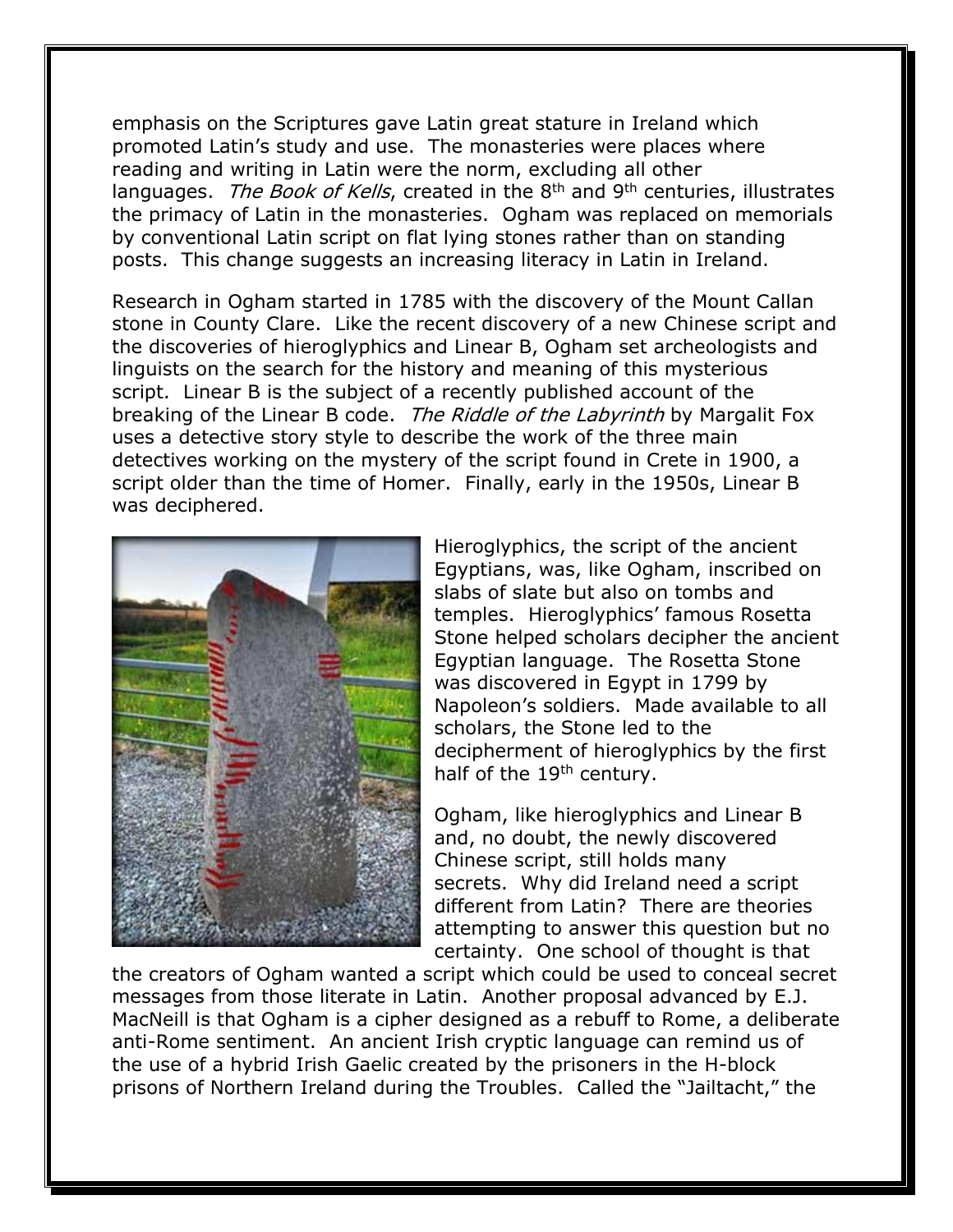emphasis on the Scriptures gave Latin great stature in Ireland which promoted Latin's study and use. The monasteries were places where reading and writing in Latin were the norm, excluding all other languages. *The Book of Kells*, created in the 8th and 9th centuries, illustrates the primacy of Latin in the monasteries. Ogham was replaced on memorials by conventional Latin script on flat lying stones rather than on standing posts. This change suggests an increasing literacy in Latin in Ireland.

Research in Ogham started in 1785 with the discovery of the Mount Callan stone in County Clare. Like the recent discovery of a new Chinese script and the discoveries of hieroglyphics and Linear B, Ogham set archeologists and linguists on the search for the history and meaning of this mysterious script. Linear B is the subject of a recently published account of the breaking of the Linear B code. *The Riddle of the Labyrinth* by Margalit Fox uses a detective story style to describe the work of the three main detectives working on the mystery of the script found in Crete in 1900, a script older than the time of Homer. Finally, early in the 1950s, Linear B was deciphered.

Hieroglyphics, the script of the ancient Egyptians, was, like Ogham, inscribed on slabs of slate but also on tombs and temples. Hieroglyphics' famous Rosetta Stone helped scholars decipher the ancient Egyptian language. The Rosetta Stone was discovered in Egypt in 1799 by Napoleon's soldiers. Made available to all scholars, the Stone led to the decipherment of hieroglyphics by the first half of the 19th century.

Ogham, like hieroglyphics and Linear B and, no doubt, the newly discovered Chinese script, still holds many secrets. Why did Ireland need a script different from Latin? There are theories attempting to answer this question but no certainty. One school of thought is that the creators of Ogham wanted a script which could be used to conceal secret messages from those literate in Latin. Another proposal advanced by E.J. MacNeill is that Ogham is a cipher designed as a rebuff to Rome, a deliberate anti-Rome sentiment. An ancient Irish cryptic language can remind us of the use of a hybrid Irish Gaelic created by the prisoners in the H-block prisons of Northern Ireland during the Troubles. Called the "Jailtacht," the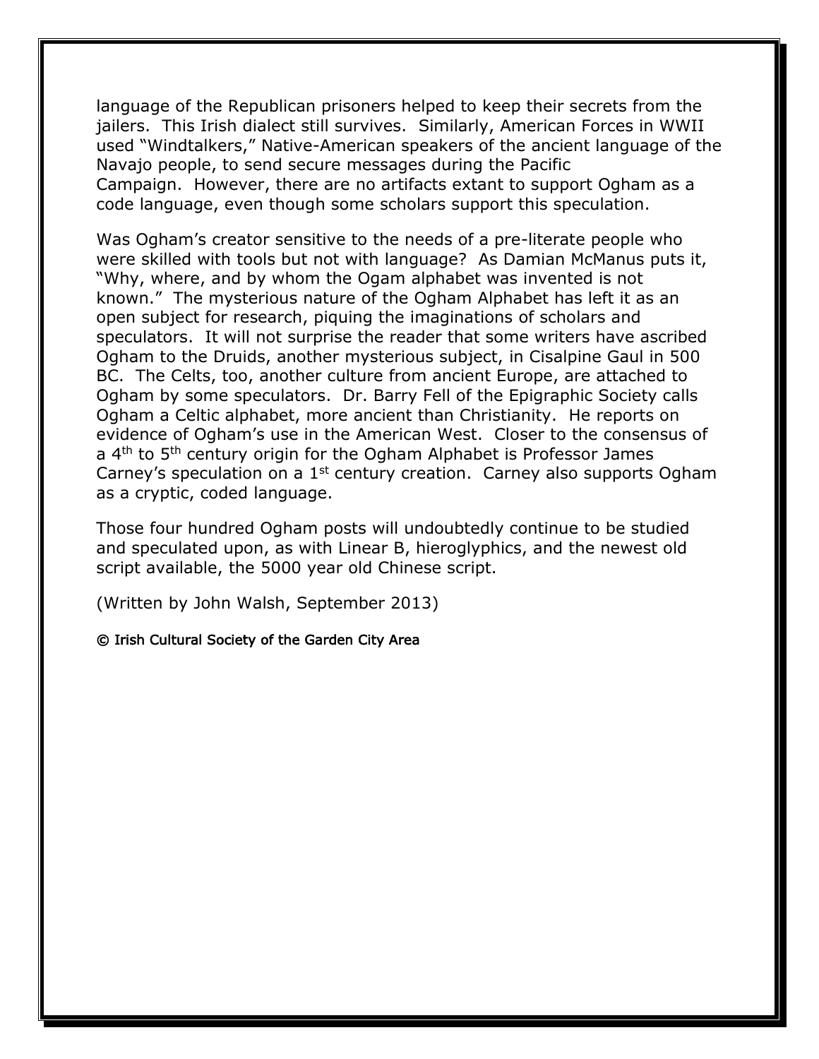language of the Republican prisoners helped to keep their secrets from the jailers. This Irish dialect still survives. Similarly, American Forces in WWII used "Windtalkers," Native-American speakers of the ancient language of the Navajo people, to send secure messages during the Pacific Campaign. However, there are no artifacts extant to support Ogham as a code language, even though some scholars support this speculation.

Was Ogham's creator sensitive to the needs of a pre-literate people who were skilled with tools but not with language? As Damian McManus puts it, "Why, where, and by whom the Ogam alphabet was invented is not known." The mysterious nature of the Ogham Alphabet has left it as an open subject for research, piquing the imaginations of scholars and speculators. It will not surprise the reader that some writers have ascribed Ogham to the Druids, another mysterious subject, in Cisalpine Gaul in 500 BC. The Celts, too, another culture from ancient Europe, are attached to Ogham by some speculators. Dr. Barry Fell of the Epigraphic Society calls Ogham a Celtic alphabet, more ancient than Christianity. He reports on evidence of Ogham's use in the American West. Closer to the consensus of a 4th to 5th century origin for the Ogham Alphabet is Professor James Carney's speculation on a 1st century creation. Carney also supports Ogham as a cryptic, coded language.

Those four hundred Ogham posts will undoubtedly continue to be studied and speculated upon, as with Linear B, hieroglyphics, and the newest old script available, the 5000 year old Chinese script.

(Written by John Walsh, September 2013)

© Irish Cultural Society of the Garden City Area